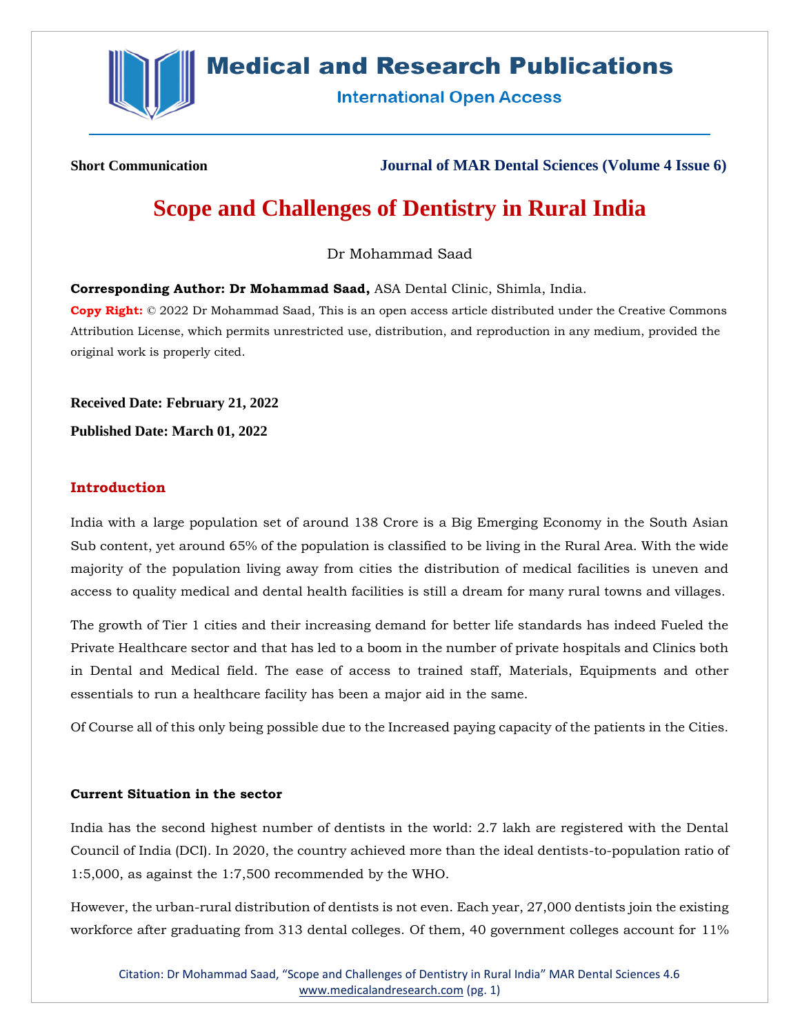**Short Communication**

# Scope and Challenges of Dentistry in Rural India

Dr Mohammad Saad

**Corresponding Author: Dr Mohammad Saad,** ASA Dental Clinic, Shimla, India.

**Copy Right:** © 2022 Dr Mohammad Saad, This is an open access article distributed under the Creative Commons Attribution License, which permits unrestricted use, distribution, and reproduction in any medium, provided the original work is properly cited.

**Received Date: February 21, 2022**

**Published Date: March 01, 2022**

## Introduction

India with a large population set of around 138 Crore is a Big Emerging Economy in the South Asian Sub content, yet around 65% of the population is classified to be living in the Rural Area. With the wide majority of the population living away from cities the distribution of medical facilities is uneven and access to quality medical and dental health facilities is still a dream for many rural towns and villages.

The growth of Tier 1 cities and their increasing demand for better life standards has indeed Fueled the Private Healthcare sector and that has led to a boom in the number of private hospitals and Clinics both in Dental and Medical field. The ease of access to trained staff, Materials, Equipments and other essentials to run a healthcare facility has been a major aid in the same.

Of Course all of this only being possible due to the Increased paying capacity of the patients in the Cities.

### Current Situation in the sector

India has the second highest number of dentists in the world: 2.7 lakh are registered with the Dental Council of India (DCI). In 2020, the country achieved more than the ideal dentists-to-population ratio of 1:5,000, as against the 1:7,500 recommended by the WHO.

However, the urban-rural distribution of dentists is not even. Each year, 27,000 dentists join the existing workforce after graduating from 313 dental colleges. Of them, 40 government colleges account for 11%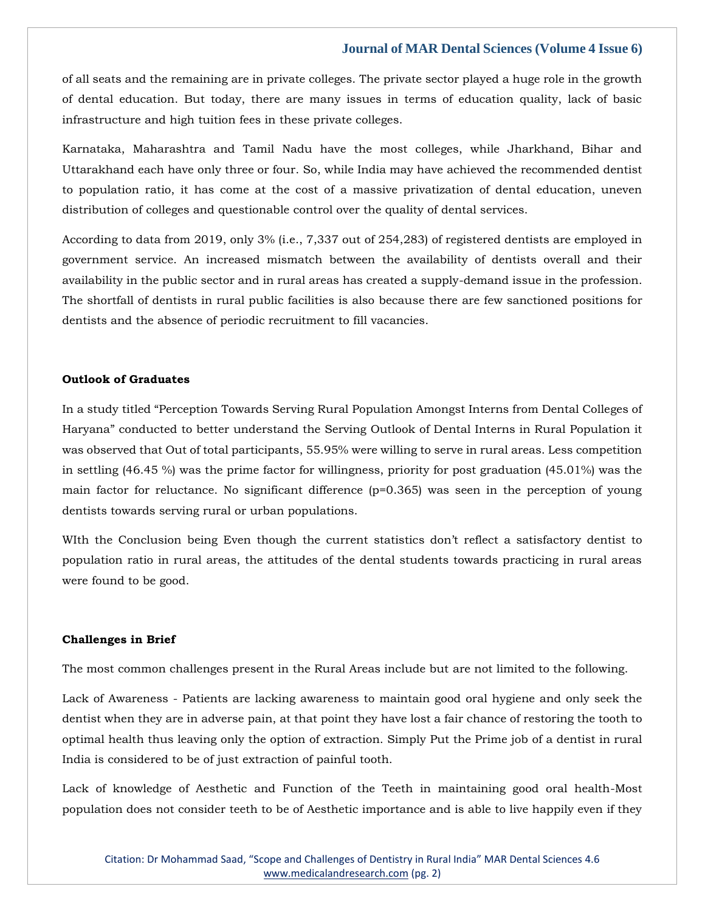of all seats and the remaining are in private colleges. The private sector played a huge role in the growth of dental education. But today, there are many issues in terms of education quality, lack of basic infrastructure and high tuition fees in these private colleges.

Karnataka, Maharashtra and Tamil Nadu have the most colleges, while Jharkhand, Bihar and Uttarakhand each have only three or four. So, while India may have achieved the recommended dentist to population ratio, it has come at the cost of a massive privatization of dental education, uneven distribution of colleges and questionable control over the quality of dental services.

According to data from 2019, only 3% (i.e., 7,337 out of 254,283) of registered dentists are employed in government service. An increased mismatch between the availability of dentists overall and their availability in the public sector and in rural areas has created a supply-demand issue in the profession. The shortfall of dentists in rural public facilities is also because there are few sanctioned positions for dentists and the absence of periodic recruitment to fill vacancies.

**Outlook of Graduates**

In a study titled "Perception Towards Serving Rural Population Amongst Interns from Dental Colleges of Haryana" conducted to better understand the Serving Outlook of Dental Interns in Rural Population it was observed that Out of total participants, 55.95% were willing to serve in rural areas. Less competition in settling (46.45 %) was the prime factor for willingness, priority for post graduation (45.01%) was the main factor for reluctance. No significant difference (p=0.365) was seen in the perception of young dentists towards serving rural or urban populations.

WIth the Conclusion being Even though the current statistics don't reflect a satisfactory dentist to population ratio in rural areas, the attitudes of the dental students towards practicing in rural areas were found to be good.

**Challenges in Brief**

The most common challenges present in the Rural Areas include but are not limited to the following.

Lack of Awareness - Patients are lacking awareness to maintain good oral hygiene and only seek the dentist when they are in adverse pain, at that point they have lost a fair chance of restoring the tooth to optimal health thus leaving only the option of extraction. Simply Put the Prime job of a dentist in rural India is considered to be of just extraction of painful tooth.

Lack of knowledge of Aesthetic and Function of the Teeth in maintaining good oral health-Most population does not consider teeth to be of Aesthetic importance and is able to live happily even if they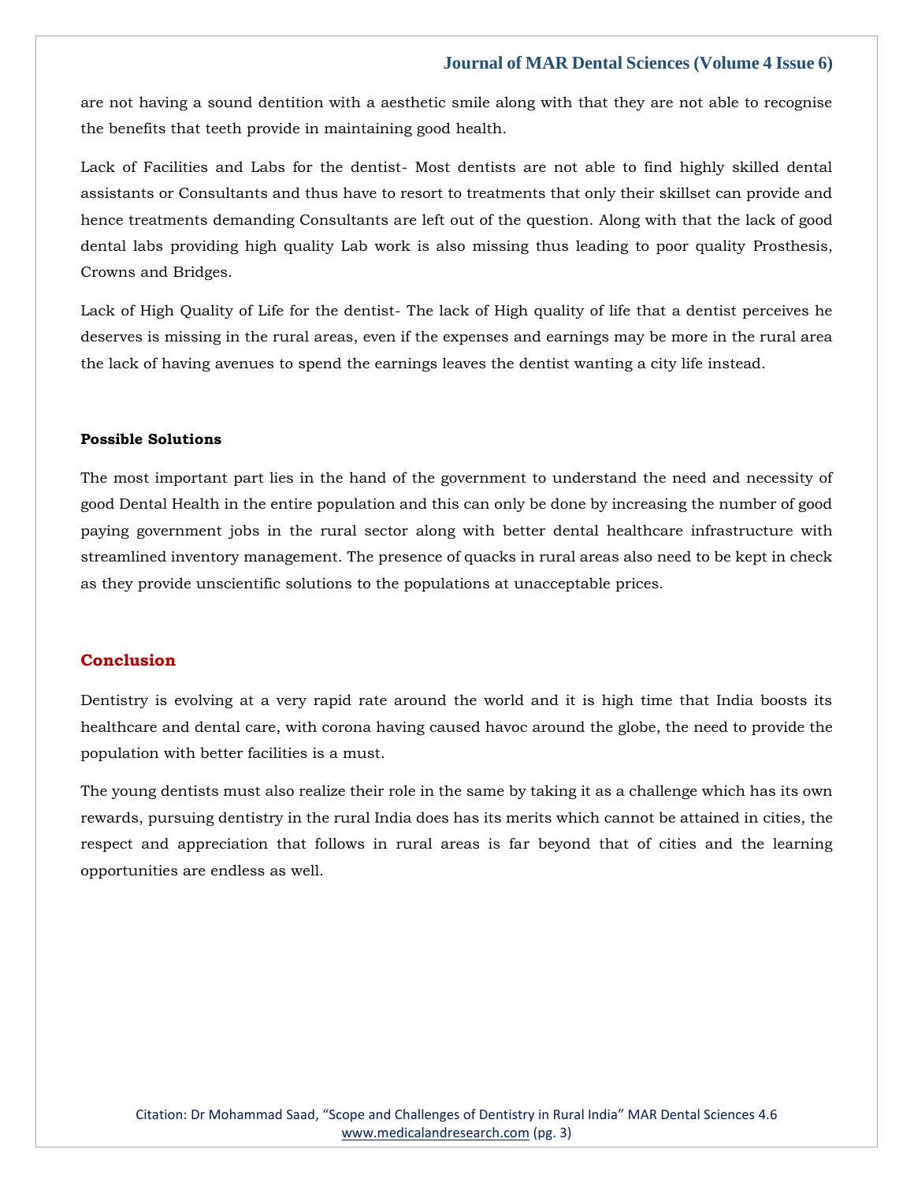are not having a sound dentition with a aesthetic smile along with that they are not able to recognise the benefits that teeth provide in maintaining good health.

Lack of Facilities and Labs for the dentist- Most dentists are not able to find highly skilled dental assistants or Consultants and thus have to resort to treatments that only their skillset can provide and hence treatments demanding Consultants are left out of the question. Along with that the lack of good dental labs providing high quality Lab work is also missing thus leading to poor quality Prosthesis, Crowns and Bridges.

Lack of High Quality of Life for the dentist- The lack of High quality of life that a dentist perceives he deserves is missing in the rural areas, even if the expenses and earnings may be more in the rural area the lack of having avenues to spend the earnings leaves the dentist wanting a city life instead.

**Possible Solutions**

The most important part lies in the hand of the government to understand the need and necessity of good Dental Health in the entire population and this can only be done by increasing the number of good paying government jobs in the rural sector along with better dental healthcare infrastructure with streamlined inventory management. The presence of quacks in rural areas also need to be kept in check as they provide unscientific solutions to the populations at unacceptable prices.

## Conclusion

Dentistry is evolving at a very rapid rate around the world and it is high time that India boosts its healthcare and dental care, with corona having caused havoc around the globe, the need to provide the population with better facilities is a must.

The young dentists must also realize their role in the same by taking it as a challenge which has its own rewards, pursuing dentistry in the rural India does has its merits which cannot be attained in cities, the respect and appreciation that follows in rural areas is far beyond that of cities and the learning opportunities are endless as well.